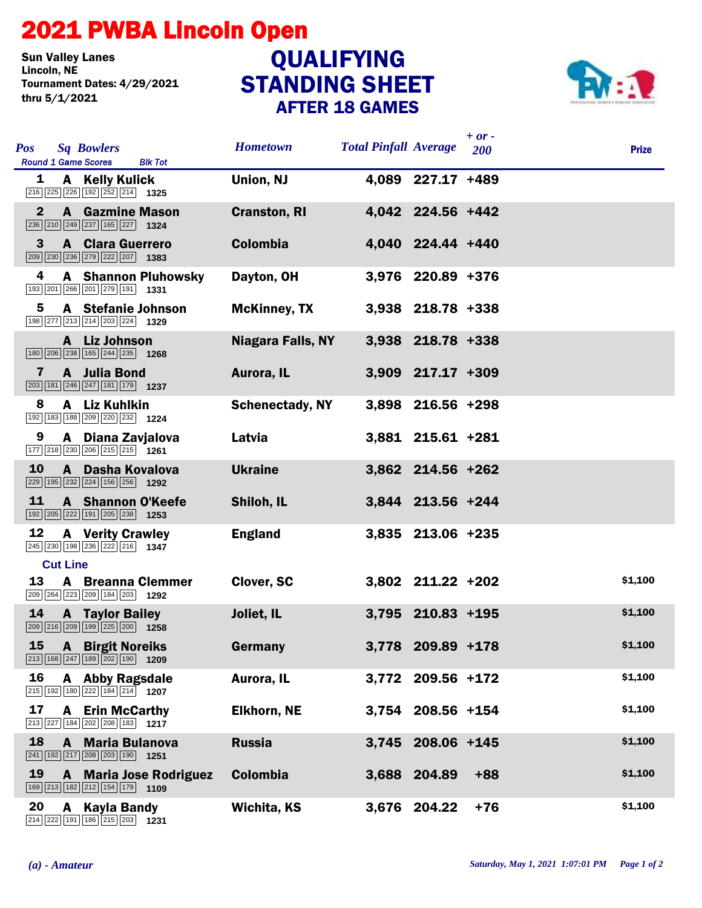# 2021 PWBA Lincoln Open

Sun Valley Lanes
Lincoln, NE
Tournament Dates: 4/29/2021 thru 5/1/2021

## QUALIFYING STANDING SHEET
### AFTER 18 GAMES

| Pos | Sq | Bowlers | Round 1 Game Scores | Blk Tot | Hometown | Total Pinfall | Average | + or - 200 | Prize |
|---|---|---|---|---|---|---|---|---|---|
| 1 | A | Kelly Kulick | 216 225 226 192 252 214 | 1325 | Union, NJ | 4,089 | 227.17 | +489 | |
| 2 | A | Gazmine Mason | 236 210 249 237 165 227 | 1324 | Cranston, RI | 4,042 | 224.56 | +442 | |
| 3 | A | Clara Guerrero | 209 230 236 279 222 207 | 1383 | Colombia | 4,040 | 224.44 | +440 | |
| 4 | A | Shannon Pluhowsky | 193 201 266 201 279 191 | 1331 | Dayton, OH | 3,976 | 220.89 | +376 | |
| 5 | A | Stefanie Johnson | 198 277 213 214 203 224 | 1329 | McKinney, TX | 3,938 | 218.78 | +338 | |
| | A | Liz Johnson | 180 206 238 165 244 235 | 1268 | Niagara Falls, NY | 3,938 | 218.78 | +338 | |
| 7 | A | Julia Bond | 203 181 246 247 181 179 | 1237 | Aurora, IL | 3,909 | 217.17 | +309 | |
| 8 | A | Liz Kuhlkin | 192 183 188 209 220 232 | 1224 | Schenectady, NY | 3,898 | 216.56 | +298 | |
| 9 | A | Diana Zavjalova | 177 218 230 206 215 215 | 1261 | Latvia | 3,881 | 215.61 | +281 | |
| 10 | A | Dasha Kovalova | 229 195 232 224 156 256 | 1292 | Ukraine | 3,862 | 214.56 | +262 | |
| 11 | A | Shannon O'Keefe | 192 205 222 191 205 238 | 1253 | Shiloh, IL | 3,844 | 213.56 | +244 | |
| 12 | A | Verity Crawley | 245 230 198 236 222 216 | 1347 | England | 3,835 | 213.06 | +235 | |
| **Cut Line** | | | | | | | | | |
| 13 | A | Breanna Clemmer | 209 264 223 209 184 203 | 1292 | Clover, SC | 3,802 | 211.22 | +202 | $1,100 |
| 14 | A | Taylor Bailey | 209 216 209 199 225 200 | 1258 | Joliet, IL | 3,795 | 210.83 | +195 | $1,100 |
| 15 | A | Birgit Noreiks | 213 168 247 189 202 190 | 1209 | Germany | 3,778 | 209.89 | +178 | $1,100 |
| 16 | A | Abby Ragsdale | 215 192 180 222 184 214 | 1207 | Aurora, IL | 3,772 | 209.56 | +172 | $1,100 |
| 17 | A | Erin McCarthy | 213 227 184 202 208 183 | 1217 | Elkhorn, NE | 3,754 | 208.56 | +154 | $1,100 |
| 18 | A | Maria Bulanova | 241 192 217 208 203 190 | 1251 | Russia | 3,745 | 208.06 | +145 | $1,100 |
| 19 | A | Maria Jose Rodriguez | 169 213 182 212 154 179 | 1109 | Colombia | 3,688 | 204.89 | +88 | $1,100 |
| 20 | A | Kayla Bandy | 214 222 191 186 215 203 | 1231 | Wichita, KS | 3,676 | 204.22 | +76 | $1,100 |

*(a) - Amateur*

*Saturday, May 1, 2021 1:07:01 PM*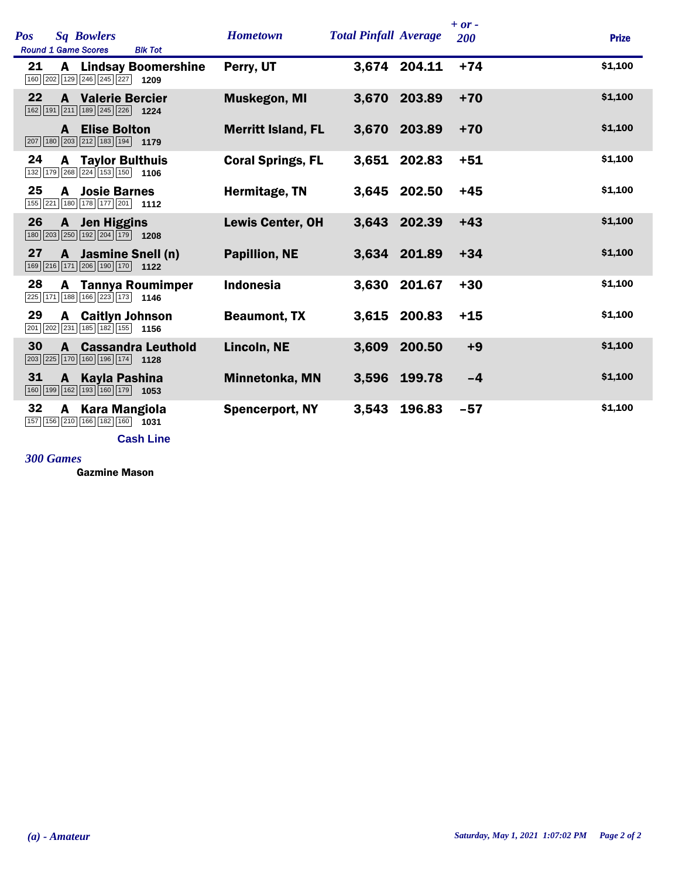| Pos | Sq | Bowlers | Round 1 Game Scores | Blk Tot | Hometown | Total Pinfall | Average | + or - 200 | Prize |
|---|---|---|---|---|---|---|---|---|---|
| 21 | A | Lindsay Boomershine | 160 202 129 246 245 227 | 1209 | Perry, UT | 3,674 | 204.11 | +74 | $1,100 |
| 22 | A | Valerie Bercier | 162 191 211 189 245 226 | 1224 | Muskegon, MI | 3,670 | 203.89 | +70 | $1,100 |
| | A | Elise Bolton | 207 180 203 212 183 194 | 1179 | Merritt Island, FL | 3,670 | 203.89 | +70 | $1,100 |
| 24 | A | Taylor Bulthuis | 132 179 268 224 153 150 | 1106 | Coral Springs, FL | 3,651 | 202.83 | +51 | $1,100 |
| 25 | A | Josie Barnes | 155 221 180 178 177 201 | 1112 | Hermitage, TN | 3,645 | 202.50 | +45 | $1,100 |
| 26 | A | Jen Higgins | 180 203 250 192 204 179 | 1208 | Lewis Center, OH | 3,643 | 202.39 | +43 | $1,100 |
| 27 | A | Jasmine Snell (n) | 169 216 171 206 190 170 | 1122 | Papillion, NE | 3,634 | 201.89 | +34 | $1,100 |
| 28 | A | Tannya Roumimper | 225 171 188 166 223 173 | 1146 | Indonesia | 3,630 | 201.67 | +30 | $1,100 |
| 29 | A | Caitlyn Johnson | 201 202 231 185 182 155 | 1156 | Beaumont, TX | 3,615 | 200.83 | +15 | $1,100 |
| 30 | A | Cassandra Leuthold | 203 225 170 160 196 174 | 1128 | Lincoln, NE | 3,609 | 200.50 | +9 | $1,100 |
| 31 | A | Kayla Pashina | 160 199 162 193 160 179 | 1053 | Minnetonka, MN | 3,596 | 199.78 | -4 | $1,100 |
| 32 | A | Kara Mangiola | 157 156 210 166 182 160 | 1031 | Spencerport, NY | 3,543 | 196.83 | -57 | $1,100 |

**Cash Line**

*300 Games*

**Gazmine Mason**

*(a) - Amateur*